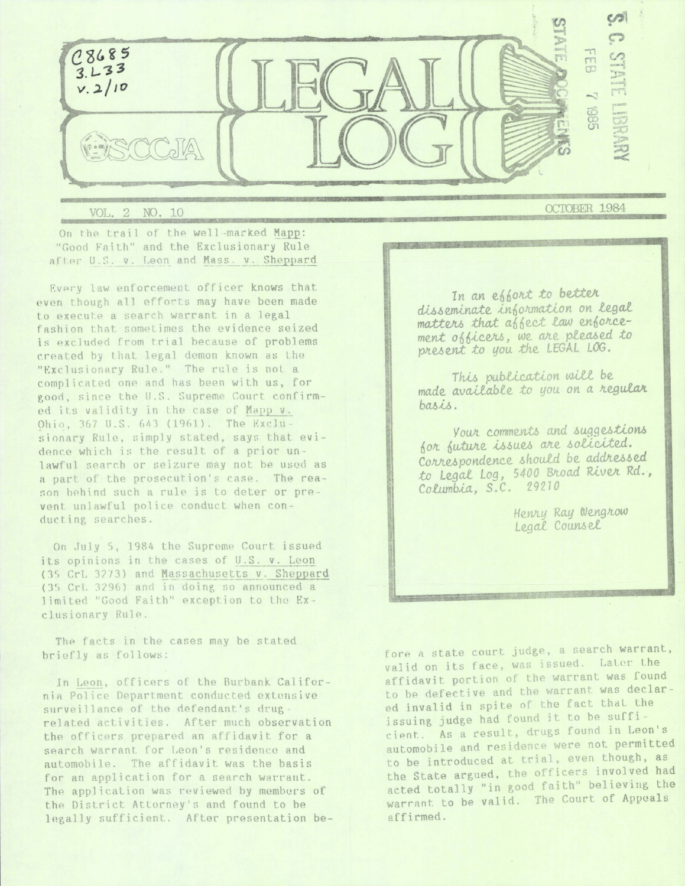C8685
3.L33
v.2/10

# LEGAL LOG

SCCJA

S.C. STATE LIBRARY
FEB 7 1985
STATE DOCUMENTS

VOL. 2 NO. 10 — OCTOBER 1984

## On the trail of the well-marked Mapp: "Good Faith" and the Exclusionary Rule after U.S. v. Leon and Mass. v. Sheppard

Every law enforcement officer knows that even though all efforts may have been made to execute a search warrant in a legal fashion that sometimes the evidence seized is excluded from trial because of problems created by that legal demon known as the "Exclusionary Rule." The rule is not a complicated one and has been with us, for good, since the U.S. Supreme Court confirmed its validity in the case of Mapp v. Ohio, 367 U.S. 643 (1961). The Exclusionary Rule, simply stated, says that evidence which is the result of a prior unlawful search or seizure may not be used as a part of the prosecution's case. The reason behind such a rule is to deter or prevent unlawful police conduct when conducting searches.

On July 5, 1984 the Supreme Court issued its opinions in the cases of U.S. v. Leon (35 CrL 3273) and Massachusetts v. Sheppard (35 CrL 3296) and in doing so announced a limited "Good Faith" exception to the Exclusionary Rule.

The facts in the cases may be stated briefly as follows:

In Leon, officers of the Burbank California Police Department conducted extensive surveillance of the defendant's drug-related activities. After much observation the officers prepared an affidavit for a search warrant for Leon's residence and automobile. The affidavit was the basis for an application for a search warrant. The application was reviewed by members of the District Attorney's and found to be legally sufficient. After presentation before a state court judge, a search warrant, valid on its face, was issued. Later the affidavit portion of the warrant was found to be defective and the warrant was declared invalid in spite of the fact that the issuing judge had found it to be sufficient. As a result, drugs found in Leon's automobile and residence were not permitted to be introduced at trial, even though, as the State argued, the officers involved had acted totally "in good faith" believing the warrant to be valid. The Court of Appeals affirmed.

> *In an effort to better disseminate information on legal matters that affect law enforcement officers, we are pleased to present to you the LEGAL LOG.*
>
> *This publication will be made available to you on a regular basis.*
>
> *Your comments and suggestions for future issues are solicited. Correspondence should be addressed to Legal Log, 5400 Broad River Rd., Columbia, S.C. 29210*
>
> *Henry Ray Wengrow*
> *Legal Counsel*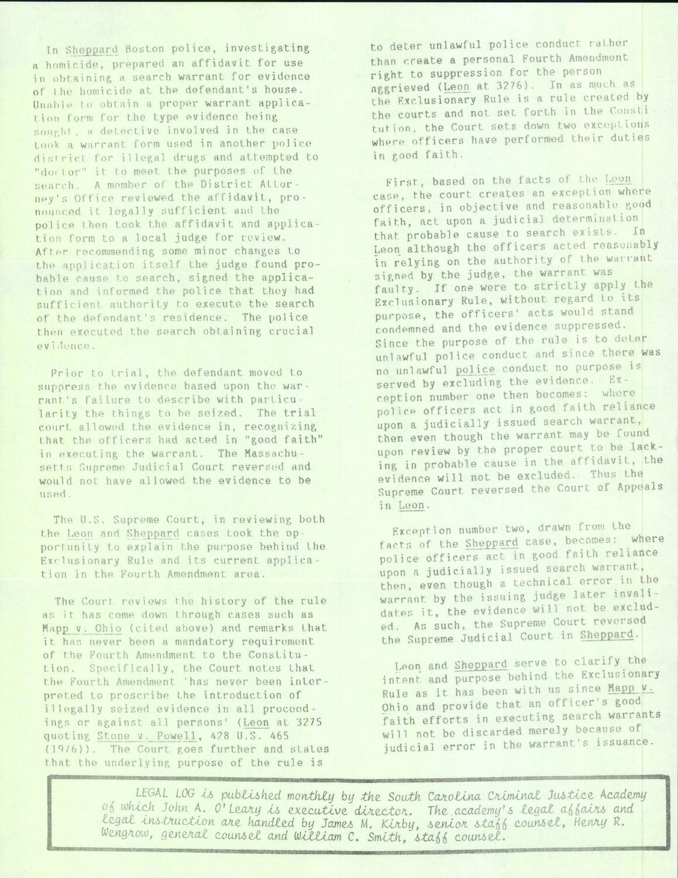In Sheppard Boston police, investigating a homicide, prepared an affidavit for use in obtaining a search warrant for evidence of the homicide at the defendant's house. Unable to obtain a proper warrant application form for the type evidence being sought, a detective involved in the case took a warrant form used in another police district for illegal drugs and attempted to "doctor" it to meet the purposes of the search. A member of the District Attorney's Office reviewed the affidavit, pronounced it legally sufficient and the police then took the affidavit and application form to a local judge for review. After recommending some minor changes to the application itself the judge found probable cause to search, signed the application and informed the police that they had sufficient authority to execute the search of the defendant's residence. The police then executed the search obtaining crucial evidence.

Prior to trial, the defendant moved to suppress the evidence based upon the warrant's failure to describe with particularity the things to be seized. The trial court allowed the evidence in, recognizing that the officers had acted in "good faith" in executing the warrant. The Massachusetts Supreme Judicial Court reversed and would not have allowed the evidence to be used.

The U.S. Supreme Court, in reviewing both the Leon and Sheppard cases took the opportunity to explain the purpose behind the Exclusionary Rule and its current application in the Fourth Amendment area.

The Court reviews the history of the rule as it has come down through cases such as Mapp v. Ohio (cited above) and remarks that it has never been a mandatory requirement of the Fourth Amendment to the Constitution. Specifically, the Court notes that the Fourth Amendment 'has never been interpreted to proscribe the introduction of illegally seized evidence in all proceedings or against all persons' (Leon at 3275 quoting Stone v. Powell, 428 U.S. 465 (1976)). The Court goes further and states that the underlying purpose of the rule is to deter unlawful police conduct rather than create a personal Fourth Amendment right to suppression for the person aggrieved (Leon at 3276). In as much as the Exclusionary Rule is a rule created by the courts and not set forth in the Constitution, the Court sets down two exceptions where officers have performed their duties in good faith.

First, based on the facts of the Leon case, the court creates an exception where officers, in objective and reasonable good faith, act upon a judicial determination that probable cause to search exists. In Leon although the officers acted reasonably in relying on the authority of the warrant signed by the judge, the warrant was faulty. If one were to strictly apply the Exclusionary Rule, without regard to its purpose, the officers' acts would stand condemned and the evidence suppressed. Since the purpose of the rule is to deter unlawful police conduct and since there was no unlawful police conduct no purpose is served by excluding the evidence. Exception number one then becomes: where police officers act in good faith reliance upon a judicially issued search warrant, then even though the warrant may be found upon review by the proper court to be lacking in probable cause in the affidavit, the evidence will not be excluded. Thus the Supreme Court reversed the Court of Appeals in Leon.

Exception number two, drawn from the facts of the Sheppard case, becomes: where police officers act in good faith reliance upon a judicially issued search warrant, then, even though a technical error in the warrant by the issuing judge later invalidates it, the evidence will not be excluded. As such, the Supreme Court reversed the Supreme Judicial Court in Sheppard.

Leon and Sheppard serve to clarify the intent and purpose behind the Exclusionary Rule as it has been with us since Mapp v. Ohio and provide that an officer's good faith efforts in executing search warrants will not be discarded merely because of judicial error in the warrant's issuance.

*LEGAL LOG is published monthly by the South Carolina Criminal Justice Academy of which John A. O'Leary is executive director. The academy's legal affairs and legal instruction are handled by James M. Kirby, senior staff counsel, Henry R. Wengrow, general counsel and William C. Smith, staff counsel.*